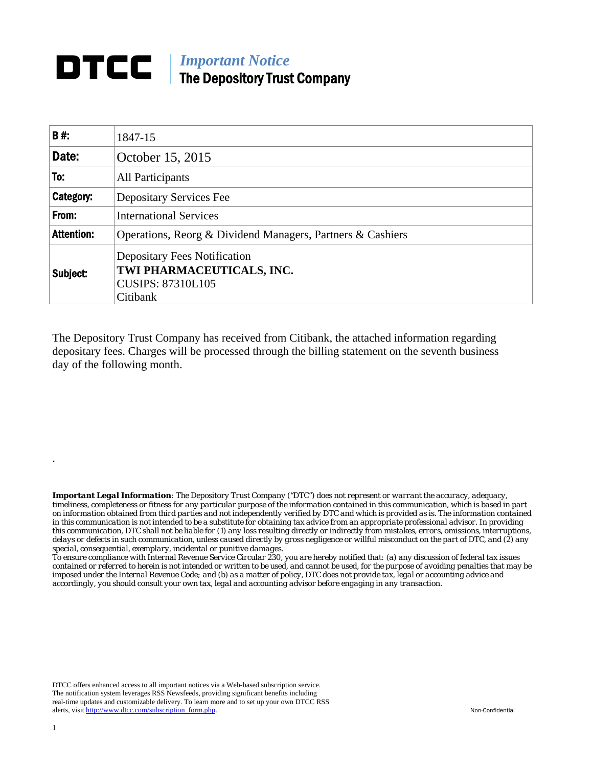# DTCC

***Important Notice***
**The Depository Trust Company**

| | |
|---|---|
| **B #:** | 1847-15 |
| **Date:** | October 15, 2015 |
| **To:** | All Participants |
| **Category:** | Depositary Services Fee |
| **From:** | International Services |
| **Attention:** | Operations, Reorg & Dividend Managers, Partners & Cashiers |
| **Subject:** | Depositary Fees Notification<br>**TWI PHARMACEUTICALS, INC.**<br>CUSIPS: 87310L105<br>Citibank |

The Depository Trust Company has received from Citibank, the attached information regarding depositary fees. Charges will be processed through the billing statement on the seventh business day of the following month.

.

***Important Legal Information****: The Depository Trust Company ("DTC") does not represent or warrant the accuracy, adequacy, timeliness, completeness or fitness for any particular purpose of the information contained in this communication, which is based in part on information obtained from third parties and not independently verified by DTC and which is provided as is. The information contained in this communication is not intended to be a substitute for obtaining tax advice from an appropriate professional advisor. In providing this communication, DTC shall not be liable for (1) any loss resulting directly or indirectly from mistakes, errors, omissions, interruptions, delays or defects in such communication, unless caused directly by gross negligence or willful misconduct on the part of DTC, and (2) any special, consequential, exemplary, incidental or punitive damages.*

*To ensure compliance with Internal Revenue Service Circular 230, you are hereby notified that: (a) any discussion of federal tax issues contained or referred to herein is not intended or written to be used, and cannot be used, for the purpose of avoiding penalties that may be imposed under the Internal Revenue Code; and (b) as a matter of policy, DTC does not provide tax, legal or accounting advice and accordingly, you should consult your own tax, legal and accounting advisor before engaging in any transaction.*

DTCC offers enhanced access to all important notices via a Web-based subscription service. The notification system leverages RSS Newsfeeds, providing significant benefits including real-time updates and customizable delivery. To learn more and to set up your own DTCC RSS alerts, visit http://www.dtcc.com/subscription_form.php.

Non-Confidential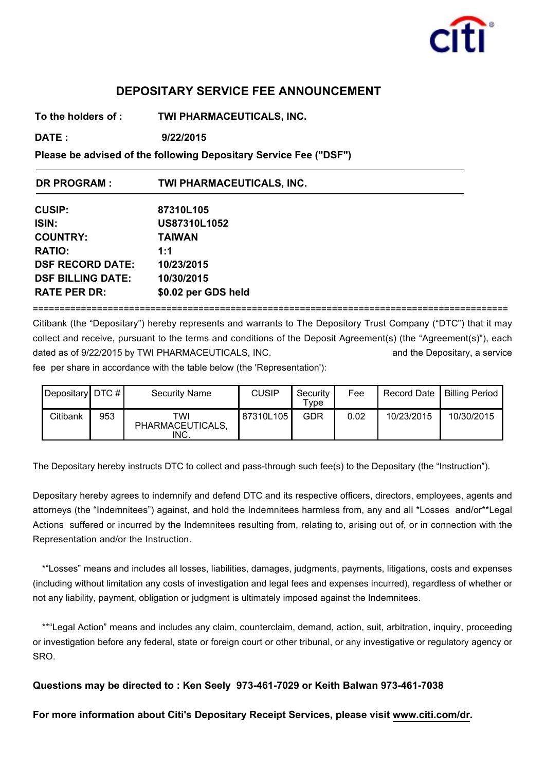# DEPOSITARY SERVICE FEE ANNOUNCEMENT

**To the holders of :** **TWI PHARMACEUTICALS, INC.**

**DATE :** **9/22/2015**

**Please be advised of the following Depositary Service Fee ("DSF")**

**DR PROGRAM :** **TWI PHARMACEUTICALS, INC.**

| | |
|---|---|
| **CUSIP:** | **87310L105** |
| **ISIN:** | **US87310L1052** |
| **COUNTRY:** | **TAIWAN** |
| **RATIO:** | **1:1** |
| **DSF RECORD DATE:** | **10/23/2015** |
| **DSF BILLING DATE:** | **10/30/2015** |
| **RATE PER DR:** | **$0.02 per GDS held** |

==========================================================================================

Citibank (the "Depositary") hereby represents and warrants to The Depository Trust Company ("DTC") that it may collect and receive, pursuant to the terms and conditions of the Deposit Agreement(s) (the "Agreement(s)"), each dated as of 9/22/2015 by TWI PHARMACEUTICALS, INC. and the Depositary, a service fee per share in accordance with the table below (the 'Representation'):

| Depositary | DTC # | Security Name | CUSIP | Security Type | Fee | Record Date | Billing Period |
|---|---|---|---|---|---|---|---|
| Citibank | 953 | TWI PHARMACEUTICALS, INC. | 87310L105 | GDR | 0.02 | 10/23/2015 | 10/30/2015 |

The Depositary hereby instructs DTC to collect and pass-through such fee(s) to the Depositary (the "Instruction").

Depositary hereby agrees to indemnify and defend DTC and its respective officers, directors, employees, agents and attorneys (the "Indemnitees") against, and hold the Indemnitees harmless from, any and all *Losses and/or**Legal Actions suffered or incurred by the Indemnitees resulting from, relating to, arising out of, or in connection with the Representation and/or the Instruction.

*"Losses" means and includes all losses, liabilities, damages, judgments, payments, litigations, costs and expenses (including without limitation any costs of investigation and legal fees and expenses incurred), regardless of whether or not any liability, payment, obligation or judgment is ultimately imposed against the Indemnitees.

**"Legal Action" means and includes any claim, counterclaim, demand, action, suit, arbitration, inquiry, proceeding or investigation before any federal, state or foreign court or other tribunal, or any investigative or regulatory agency or SRO.

**Questions may be directed to : Ken Seely 973-461-7029 or Keith Balwan 973-461-7038**

**For more information about Citi's Depositary Receipt Services, please visit www.citi.com/dr.**